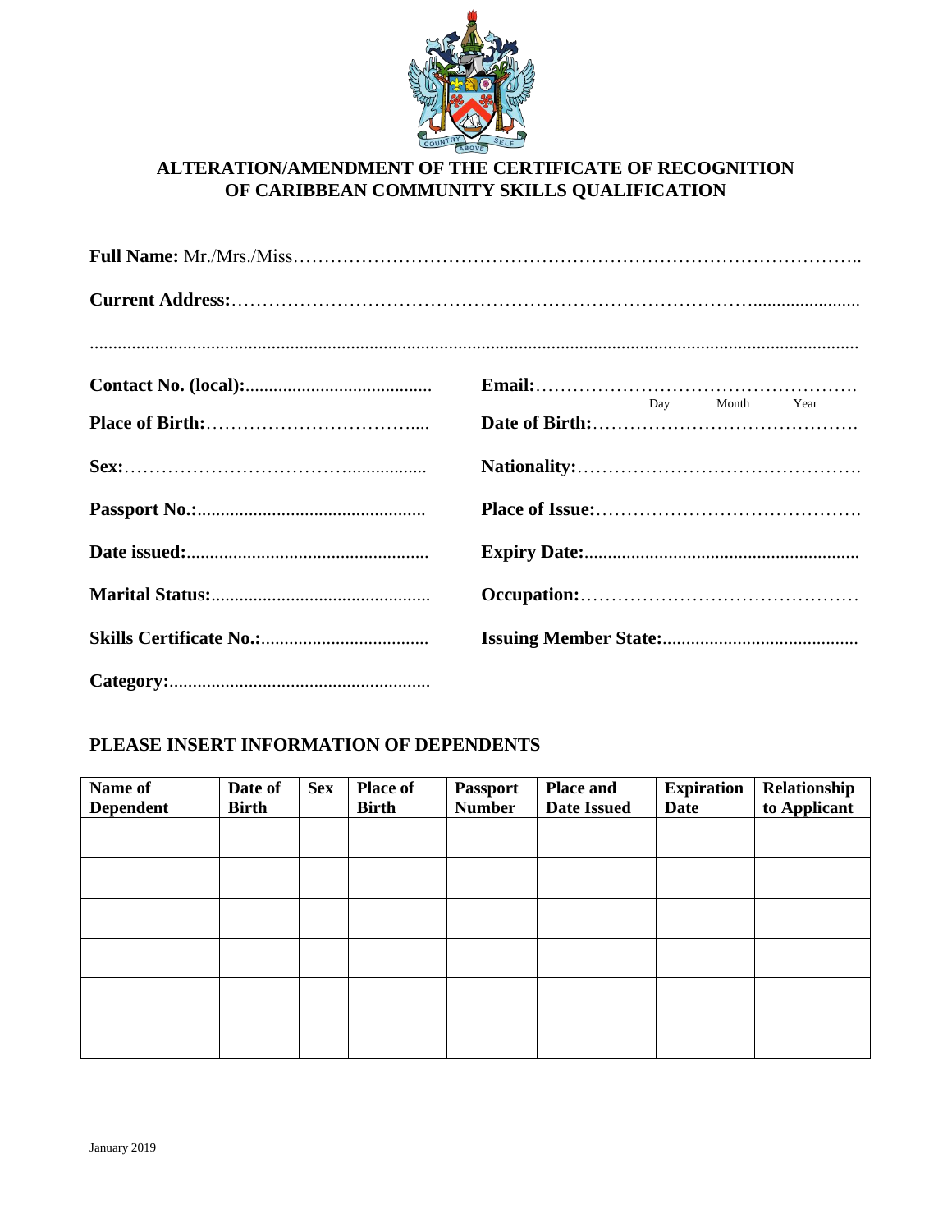# ALTERATION/AMENDMENT OF THE CERTIFICATE OF RECOGNITION OF CARIBBEAN COMMUNITY SKILLS QUALIFICATION

**Full Name:** Mr./Mrs./Miss……………………………………………………………………………..

**Current Address:**……………………………………………………………………………......................

......................................................................................................................................................

**Contact No. (local):**........................................ **Email:**…………………………………………….

**Place of Birth:**……………………………..... **Date of Birth:**……………………………………. (Day Month Year)

**Sex:**………………………………................ **Nationality:**……………………………………….

**Passport No.:**................................................ **Place of Issue:**……………………………………

**Date issued:**................................................... **Expiry Date:**..........................................................

**Marital Status:**.............................................. **Occupation:**………………………………………

**Skills Certificate No.:**................................... **Issuing Member State:**.........................................

**Category:**.......................................................

## PLEASE INSERT INFORMATION OF DEPENDENTS

| Name of Dependent | Date of Birth | Sex | Place of Birth | Passport Number | Place and Date Issued | Expiration Date | Relationship to Applicant |
|---|---|---|---|---|---|---|---|
| | | | | | | | |
| | | | | | | | |
| | | | | | | | |
| | | | | | | | |
| | | | | | | | |
| | | | | | | | |

January 2019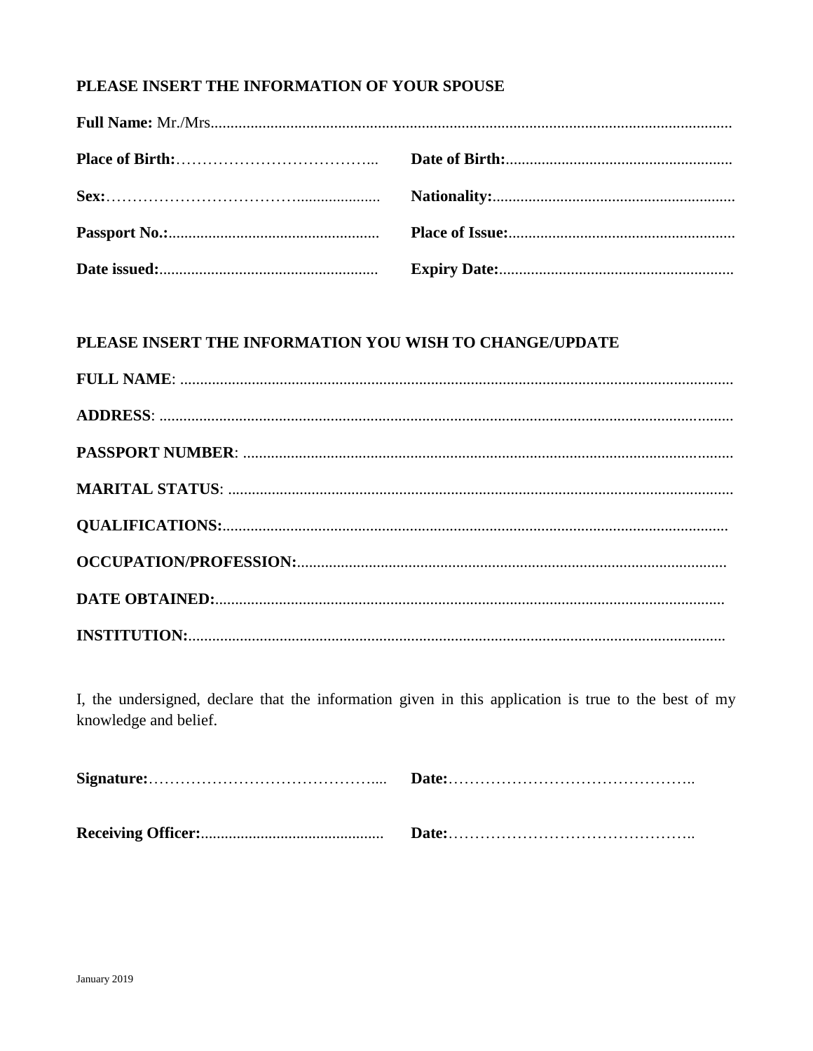**PLEASE INSERT THE INFORMATION OF YOUR SPOUSE**

**Full Name:** Mr./Mrs.......................................................................................................................................

**Place of Birth:**……………………………….... **Date of Birth:**.........................................................

**Sex:**………………………………................... **Nationality:**.............................................................

**Passport No.:**.................................................... **Place of Issue:**.........................................................

**Date issued:**...................................................... **Expiry Date:**...........................................................

**PLEASE INSERT THE INFORMATION YOU WISH TO CHANGE/UPDATE**

**FULL NAME**: ..........................................................................................................................................

**ADDRESS**: ...............................................................................................................................................

**PASSPORT NUMBER**: ..........................................................................................................................

**MARITAL STATUS**: .............................................................................................................................

**QUALIFICATIONS:**...............................................................................................................................

**OCCUPATION/PROFESSION:**............................................................................................................

**DATE OBTAINED:**...............................................................................................................................

**INSTITUTION:**......................................................................................................................................

I, the undersigned, declare that the information given in this application is true to the best of my knowledge and belief.

**Signature:**…………………………………….... **Date:**………………………………………..

**Receiving Officer:**............................................. **Date:**………………………………………..

January 2019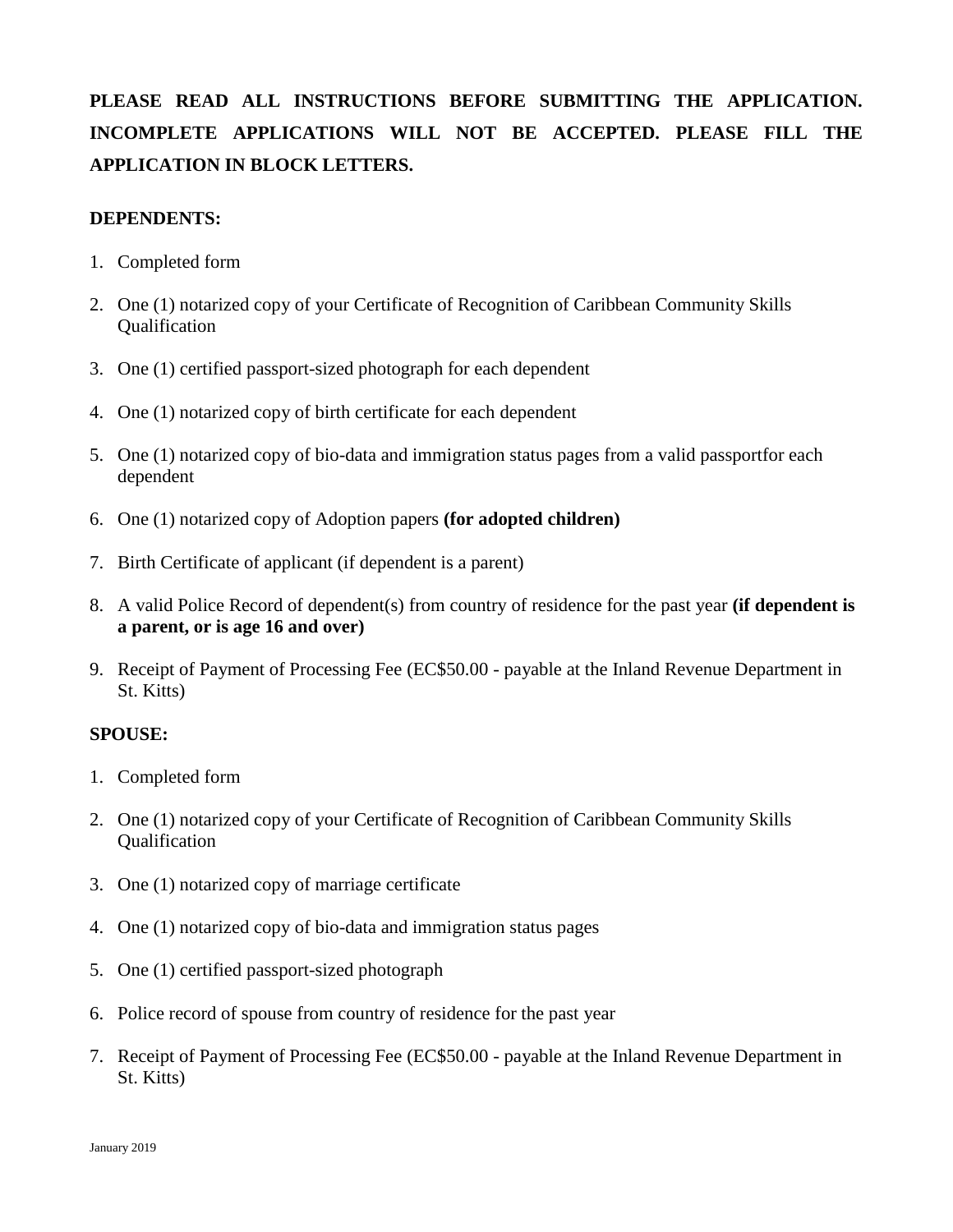**PLEASE READ ALL INSTRUCTIONS BEFORE SUBMITTING THE APPLICATION. INCOMPLETE APPLICATIONS WILL NOT BE ACCEPTED. PLEASE FILL THE APPLICATION IN BLOCK LETTERS.**

**DEPENDENTS:**

1. Completed form
2. One (1) notarized copy of your Certificate of Recognition of Caribbean Community Skills Qualification
3. One (1) certified passport-sized photograph for each dependent
4. One (1) notarized copy of birth certificate for each dependent
5. One (1) notarized copy of bio-data and immigration status pages from a valid passportfor each dependent
6. One (1) notarized copy of Adoption papers **(for adopted children)**
7. Birth Certificate of applicant (if dependent is a parent)
8. A valid Police Record of dependent(s) from country of residence for the past year **(if dependent is a parent, or is age 16 and over)**
9. Receipt of Payment of Processing Fee (EC$50.00 - payable at the Inland Revenue Department in St. Kitts)

**SPOUSE:**

1. Completed form
2. One (1) notarized copy of your Certificate of Recognition of Caribbean Community Skills Qualification
3. One (1) notarized copy of marriage certificate
4. One (1) notarized copy of bio-data and immigration status pages
5. One (1) certified passport-sized photograph
6. Police record of spouse from country of residence for the past year
7. Receipt of Payment of Processing Fee (EC$50.00 - payable at the Inland Revenue Department in St. Kitts)

January 2019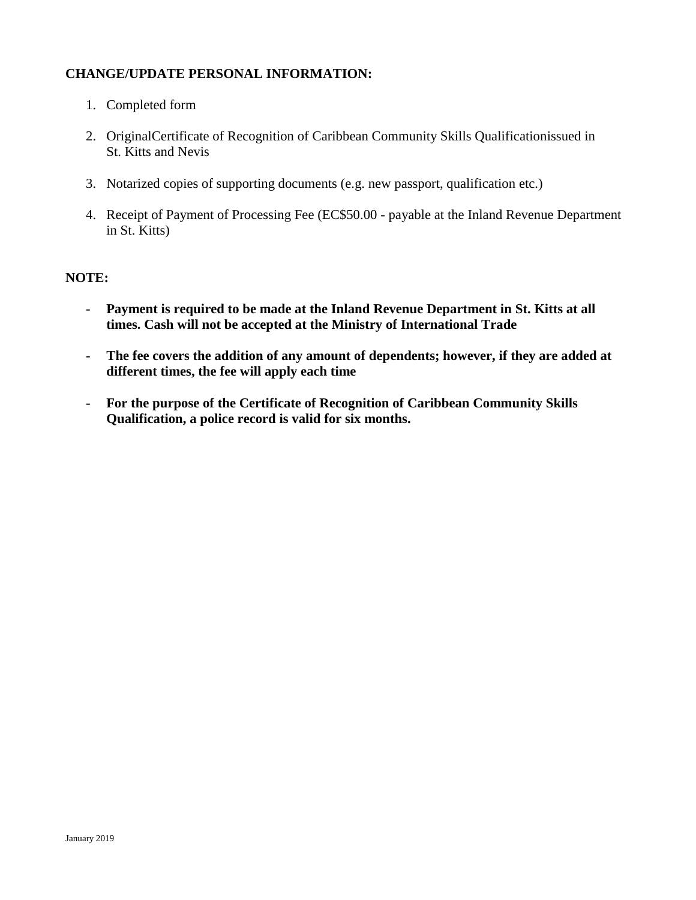**CHANGE/UPDATE PERSONAL INFORMATION:**

1. Completed form
2. OriginalCertificate of Recognition of Caribbean Community Skills Qualificationissued in St. Kitts and Nevis
3. Notarized copies of supporting documents (e.g. new passport, qualification etc.)
4. Receipt of Payment of Processing Fee (EC$50.00 - payable at the Inland Revenue Department in St. Kitts)

**NOTE:**

- **Payment is required to be made at the Inland Revenue Department in St. Kitts at all times. Cash will not be accepted at the Ministry of International Trade**
- **The fee covers the addition of any amount of dependents; however, if they are added at different times, the fee will apply each time**
- **For the purpose of the Certificate of Recognition of Caribbean Community Skills Qualification, a police record is valid for six months.**

January 2019